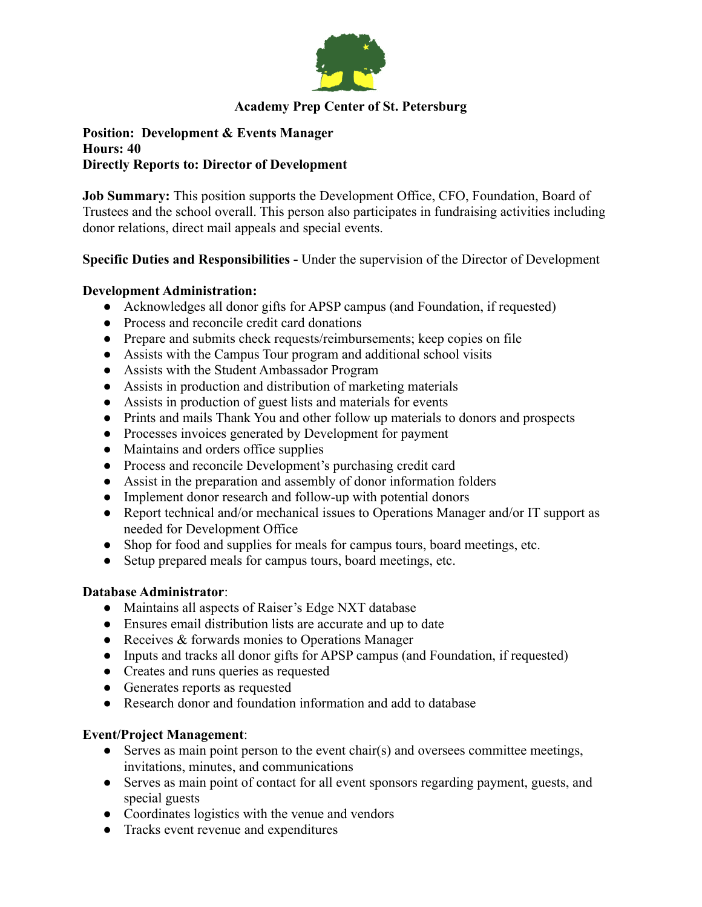# Academy Prep Center of St. Petersburg

**Position: Development & Events Manager**
**Hours: 40**
**Directly Reports to: Director of Development**

**Job Summary:** This position supports the Development Office, CFO, Foundation, Board of Trustees and the school overall. This person also participates in fundraising activities including donor relations, direct mail appeals and special events.

**Specific Duties and Responsibilities -** Under the supervision of the Director of Development

**Development Administration:**

- Acknowledges all donor gifts for APSP campus (and Foundation, if requested)
- Process and reconcile credit card donations
- Prepare and submits check requests/reimbursements; keep copies on file
- Assists with the Campus Tour program and additional school visits
- Assists with the Student Ambassador Program
- Assists in production and distribution of marketing materials
- Assists in production of guest lists and materials for events
- Prints and mails Thank You and other follow up materials to donors and prospects
- Processes invoices generated by Development for payment
- Maintains and orders office supplies
- Process and reconcile Development's purchasing credit card
- Assist in the preparation and assembly of donor information folders
- Implement donor research and follow-up with potential donors
- Report technical and/or mechanical issues to Operations Manager and/or IT support as needed for Development Office
- Shop for food and supplies for meals for campus tours, board meetings, etc.
- Setup prepared meals for campus tours, board meetings, etc.

**Database Administrator**:

- Maintains all aspects of Raiser's Edge NXT database
- Ensures email distribution lists are accurate and up to date
- Receives & forwards monies to Operations Manager
- Inputs and tracks all donor gifts for APSP campus (and Foundation, if requested)
- Creates and runs queries as requested
- Generates reports as requested
- Research donor and foundation information and add to database

**Event/Project Management**:

- Serves as main point person to the event chair(s) and oversees committee meetings, invitations, minutes, and communications
- Serves as main point of contact for all event sponsors regarding payment, guests, and special guests
- Coordinates logistics with the venue and vendors
- Tracks event revenue and expenditures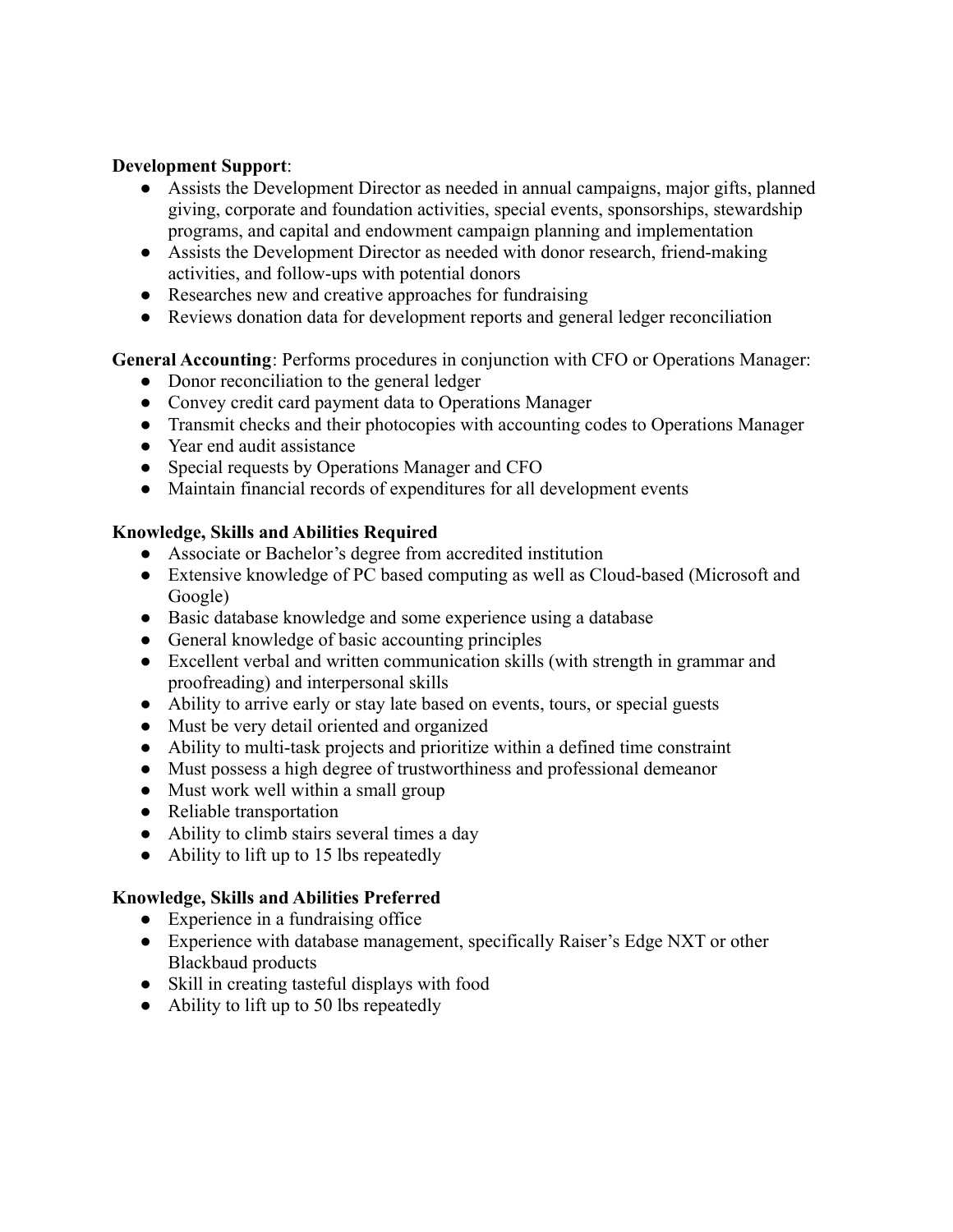**Development Support**:

- Assists the Development Director as needed in annual campaigns, major gifts, planned giving, corporate and foundation activities, special events, sponsorships, stewardship programs, and capital and endowment campaign planning and implementation
- Assists the Development Director as needed with donor research, friend-making activities, and follow-ups with potential donors
- Researches new and creative approaches for fundraising
- Reviews donation data for development reports and general ledger reconciliation

**General Accounting**: Performs procedures in conjunction with CFO or Operations Manager:

- Donor reconciliation to the general ledger
- Convey credit card payment data to Operations Manager
- Transmit checks and their photocopies with accounting codes to Operations Manager
- Year end audit assistance
- Special requests by Operations Manager and CFO
- Maintain financial records of expenditures for all development events

**Knowledge, Skills and Abilities Required**

- Associate or Bachelor's degree from accredited institution
- Extensive knowledge of PC based computing as well as Cloud-based (Microsoft and Google)
- Basic database knowledge and some experience using a database
- General knowledge of basic accounting principles
- Excellent verbal and written communication skills (with strength in grammar and proofreading) and interpersonal skills
- Ability to arrive early or stay late based on events, tours, or special guests
- Must be very detail oriented and organized
- Ability to multi-task projects and prioritize within a defined time constraint
- Must possess a high degree of trustworthiness and professional demeanor
- Must work well within a small group
- Reliable transportation
- Ability to climb stairs several times a day
- Ability to lift up to 15 lbs repeatedly

**Knowledge, Skills and Abilities Preferred**

- Experience in a fundraising office
- Experience with database management, specifically Raiser's Edge NXT or other Blackbaud products
- Skill in creating tasteful displays with food
- Ability to lift up to 50 lbs repeatedly